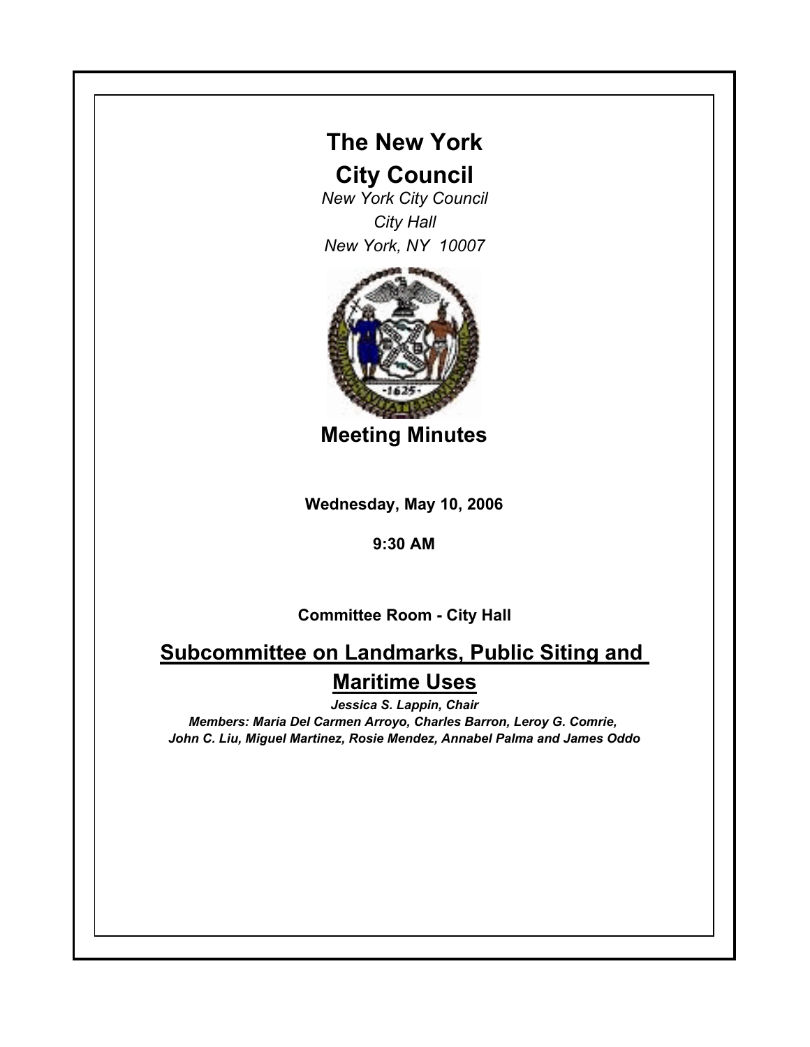# The New York City Council

*New York City Council*
*City Hall*
*New York, NY 10007*

## Meeting Minutes

**Wednesday, May 10, 2006**

**9:30 AM**

**Committee Room - City Hall**

## Subcommittee on Landmarks, Public Siting and Maritime Uses

***Jessica S. Lappin, Chair***

***Members: Maria Del Carmen Arroyo, Charles Barron, Leroy G. Comrie, John C. Liu, Miguel Martinez, Rosie Mendez, Annabel Palma and James Oddo***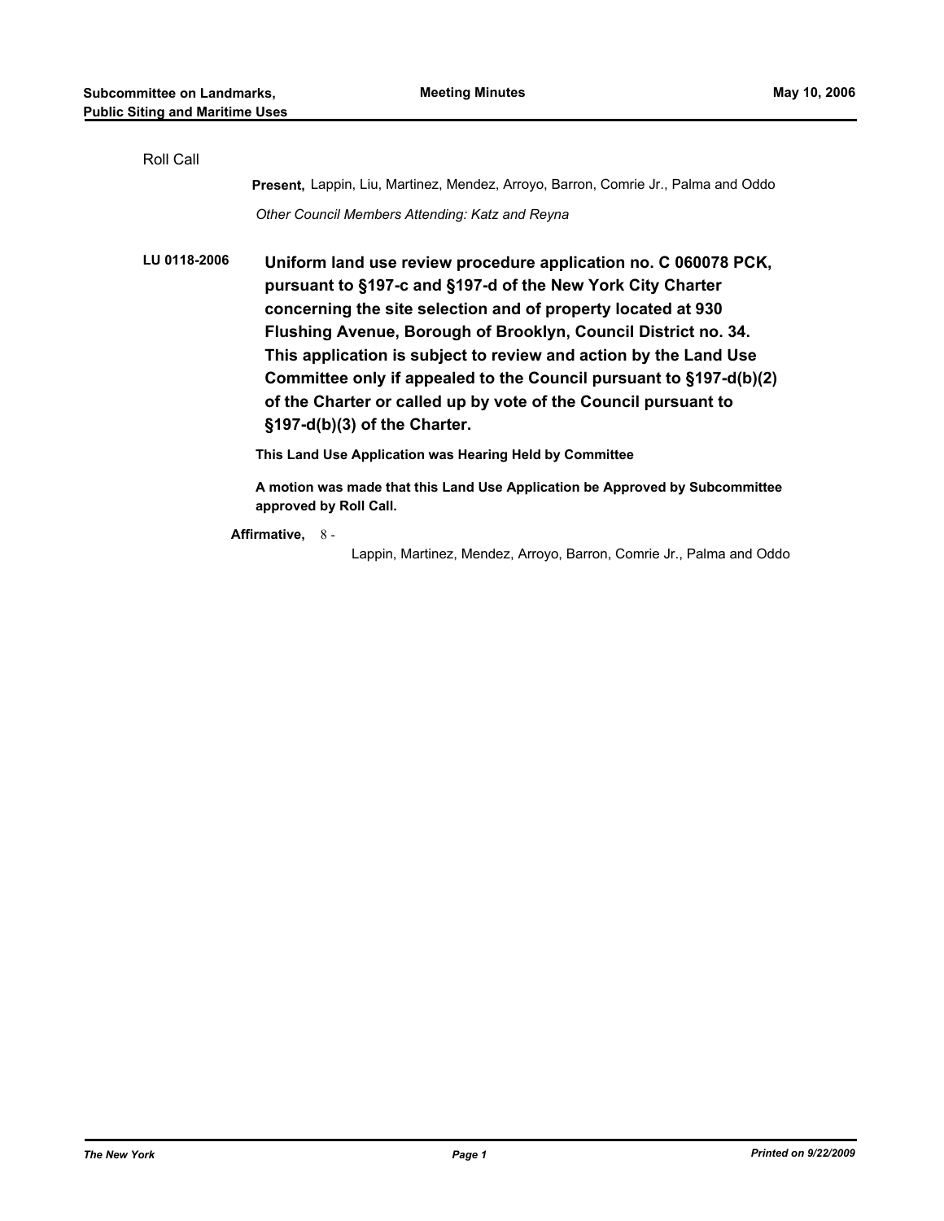Roll Call

**Present,** Lappin, Liu, Martinez, Mendez, Arroyo, Barron, Comrie Jr., Palma and Oddo

*Other Council Members Attending: Katz and Reyna*

**LU 0118-2006** **Uniform land use review procedure application no. C 060078 PCK, pursuant to §197-c and §197-d of the New York City Charter concerning the site selection and of property located at 930 Flushing Avenue, Borough of Brooklyn, Council District no. 34. This application is subject to review and action by the Land Use Committee only if appealed to the Council pursuant to §197-d(b)(2) of the Charter or called up by vote of the Council pursuant to §197-d(b)(3) of the Charter.**

**This Land Use Application was Hearing Held by Committee**

**A motion was made that this Land Use Application be Approved by Subcommittee approved by Roll Call.**

**Affirmative,** 8 - Lappin, Martinez, Mendez, Arroyo, Barron, Comrie Jr., Palma and Oddo